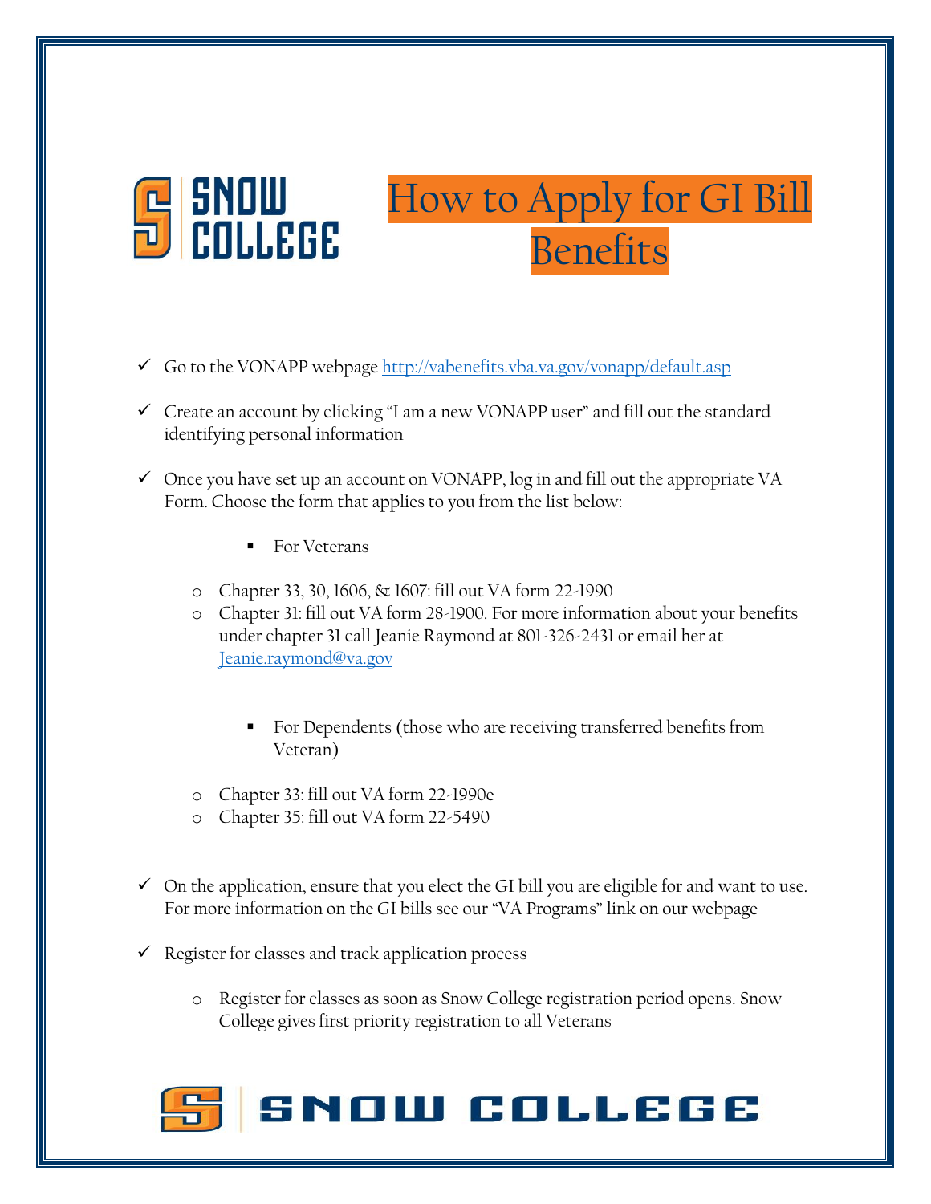# How to Apply for GI Bill Benefits

- ✓ Go to the VONAPP webpage [http://vabenefits.vba.va.gov/vonapp/default.asp](http://vabenefits.vba.va.gov/vonapp/default.asp)

- ✓ Create an account by clicking "I am a new VONAPP user" and fill out the standard identifying personal information

- ✓ Once you have set up an account on VONAPP, log in and fill out the appropriate VA Form. Choose the form that applies to you from the list below:

  - For Veterans

    - Chapter 33, 30, 1606, & 1607: fill out VA form 22-1990
    - Chapter 31: fill out VA form 28-1900. For more information about your benefits under chapter 31 call Jeanie Raymond at 801-326-2431 or email her at [Jeanie.raymond@va.gov](mailto:Jeanie.raymond@va.gov)

  - For Dependents (those who are receiving transferred benefits from Veteran)

    - Chapter 33: fill out VA form 22-1990e
    - Chapter 35: fill out VA form 22-5490

- ✓ On the application, ensure that you elect the GI bill you are eligible for and want to use. For more information on the GI bills see our "VA Programs" link on our webpage

- ✓ Register for classes and track application process

  - Register for classes as soon as Snow College registration period opens. Snow College gives first priority registration to all Veterans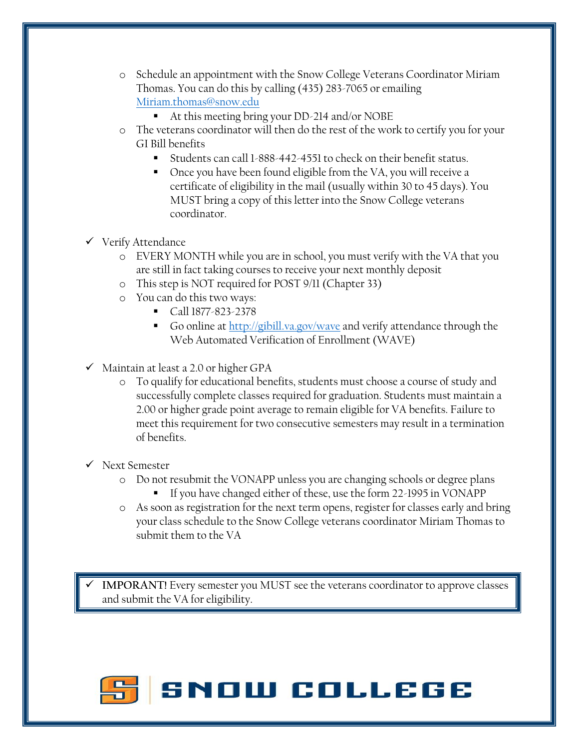- Schedule an appointment with the Snow College Veterans Coordinator Miriam Thomas. You can do this by calling (435) 283-7065 or emailing Miriam.thomas@snow.edu
    - At this meeting bring your DD-214 and/or NOBE
  - The veterans coordinator will then do the rest of the work to certify you for your GI Bill benefits
    - Students can call 1-888-442-4551 to check on their benefit status.
    - Once you have been found eligible from the VA, you will receive a certificate of eligibility in the mail (usually within 30 to 45 days). You MUST bring a copy of this letter into the Snow College veterans coordinator.

- ✓ Verify Attendance
  - EVERY MONTH while you are in school, you must verify with the VA that you are still in fact taking courses to receive your next monthly deposit
  - This step is NOT required for POST 9/11 (Chapter 33)
  - You can do this two ways:
    - Call 1877-823-2378
    - Go online at http://gibill.va.gov/wave and verify attendance through the Web Automated Verification of Enrollment (WAVE)

- ✓ Maintain at least a 2.0 or higher GPA
  - To qualify for educational benefits, students must choose a course of study and successfully complete classes required for graduation. Students must maintain a 2.00 or higher grade point average to remain eligible for VA benefits. Failure to meet this requirement for two consecutive semesters may result in a termination of benefits.

- ✓ Next Semester
  - Do not resubmit the VONAPP unless you are changing schools or degree plans
    - If you have changed either of these, use the form 22-1995 in VONAPP
  - As soon as registration for the next term opens, register for classes early and bring your class schedule to the Snow College veterans coordinator Miriam Thomas to submit them to the VA

✓ **IMPORANT!** Every semester you MUST see the veterans coordinator to approve classes and submit the VA for eligibility.

SNOW COLLEGE